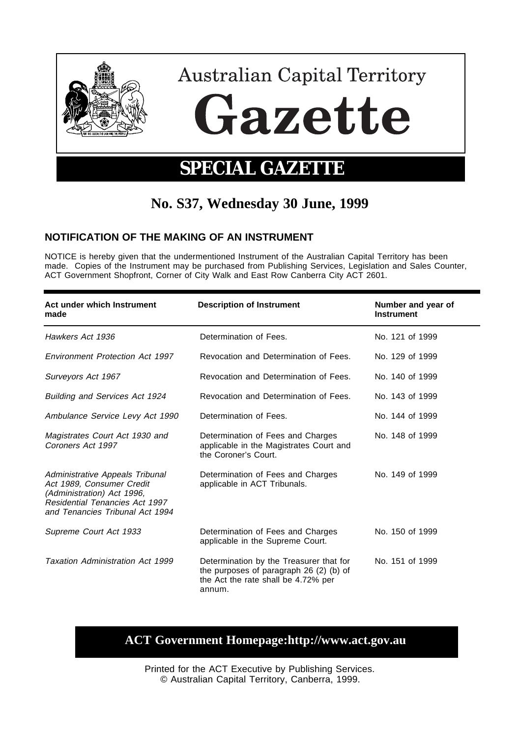# Australian Capital Territory

# Gazette

## SPECIAL GAZETTE

## No. S37, Wednesday 30 June, 1999

### NOTIFICATION OF THE MAKING OF AN INSTRUMENT

NOTICE is hereby given that the undermentioned Instrument of the Australian Capital Territory has been made. Copies of the Instrument may be purchased from Publishing Services, Legislation and Sales Counter, ACT Government Shopfront, Corner of City Walk and East Row Canberra City ACT 2601.

| Act under which Instrument made | Description of Instrument | Number and year of Instrument |
|---|---|---|
| *Hawkers Act 1936* | Determination of Fees. | No. 121 of 1999 |
| *Environment Protection Act 1997* | Revocation and Determination of Fees. | No. 129 of 1999 |
| *Surveyors Act 1967* | Revocation and Determination of Fees. | No. 140 of 1999 |
| *Building and Services Act 1924* | Revocation and Determination of Fees. | No. 143 of 1999 |
| *Ambulance Service Levy Act 1990* | Determination of Fees. | No. 144 of 1999 |
| *Magistrates Court Act 1930 and Coroners Act 1997* | Determination of Fees and Charges applicable in the Magistrates Court and the Coroner's Court. | No. 148 of 1999 |
| *Administrative Appeals Tribunal Act 1989, Consumer Credit (Administration) Act 1996, Residential Tenancies Act 1997 and Tenancies Tribunal Act 1994* | Determination of Fees and Charges applicable in ACT Tribunals. | No. 149 of 1999 |
| *Supreme Court Act 1933* | Determination of Fees and Charges applicable in the Supreme Court. | No. 150 of 1999 |
| *Taxation Administration Act 1999* | Determination by the Treasurer that for the purposes of paragraph 26 (2) (b) of the Act the rate shall be 4.72% per annum. | No. 151 of 1999 |

**ACT Government Homepage:http://www.act.gov.au**

Printed for the ACT Executive by Publishing Services.
© Australian Capital Territory, Canberra, 1999.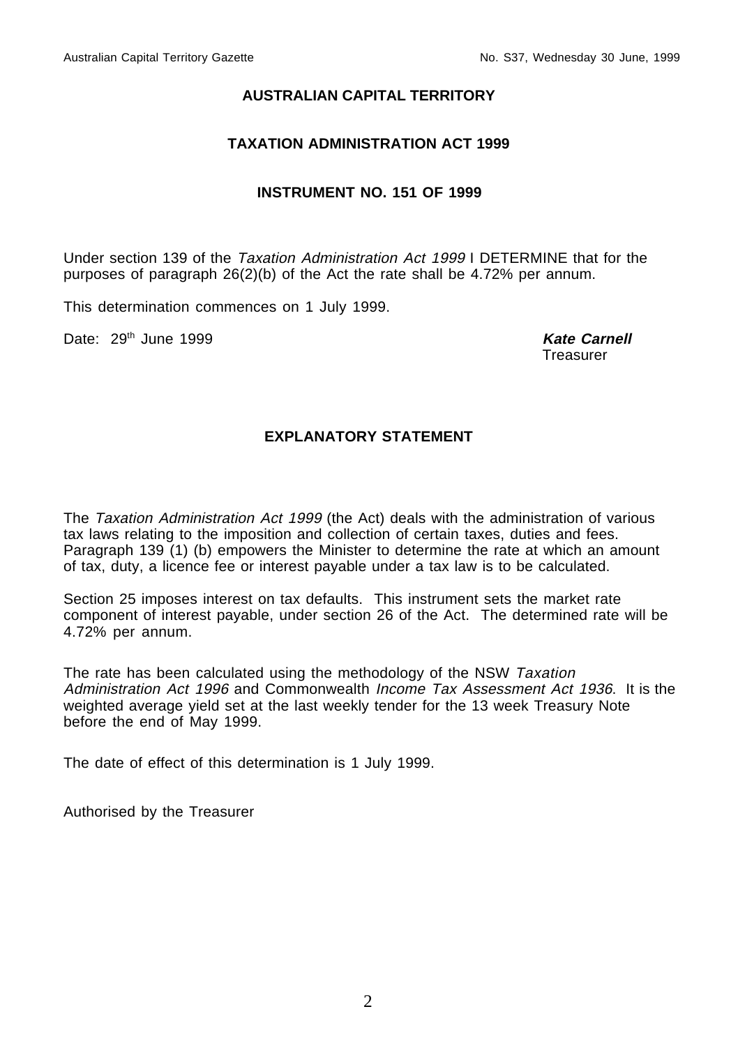# AUSTRALIAN CAPITAL TERRITORY

## TAXATION ADMINISTRATION ACT 1999

### INSTRUMENT NO. 151 OF 1999

Under section 139 of the *Taxation Administration Act 1999* I DETERMINE that for the purposes of paragraph 26(2)(b) of the Act the rate shall be 4.72% per annum.

This determination commences on 1 July 1999.

Date: 29th June 1999

***Kate Carnell***
Treasurer

## EXPLANATORY STATEMENT

The *Taxation Administration Act 1999* (the Act) deals with the administration of various tax laws relating to the imposition and collection of certain taxes, duties and fees. Paragraph 139 (1) (b) empowers the Minister to determine the rate at which an amount of tax, duty, a licence fee or interest payable under a tax law is to be calculated.

Section 25 imposes interest on tax defaults. This instrument sets the market rate component of interest payable, under section 26 of the Act. The determined rate will be 4.72% per annum.

The rate has been calculated using the methodology of the NSW *Taxation Administration Act 1996* and Commonwealth *Income Tax Assessment Act 1936*. It is the weighted average yield set at the last weekly tender for the 13 week Treasury Note before the end of May 1999.

The date of effect of this determination is 1 July 1999.

Authorised by the Treasurer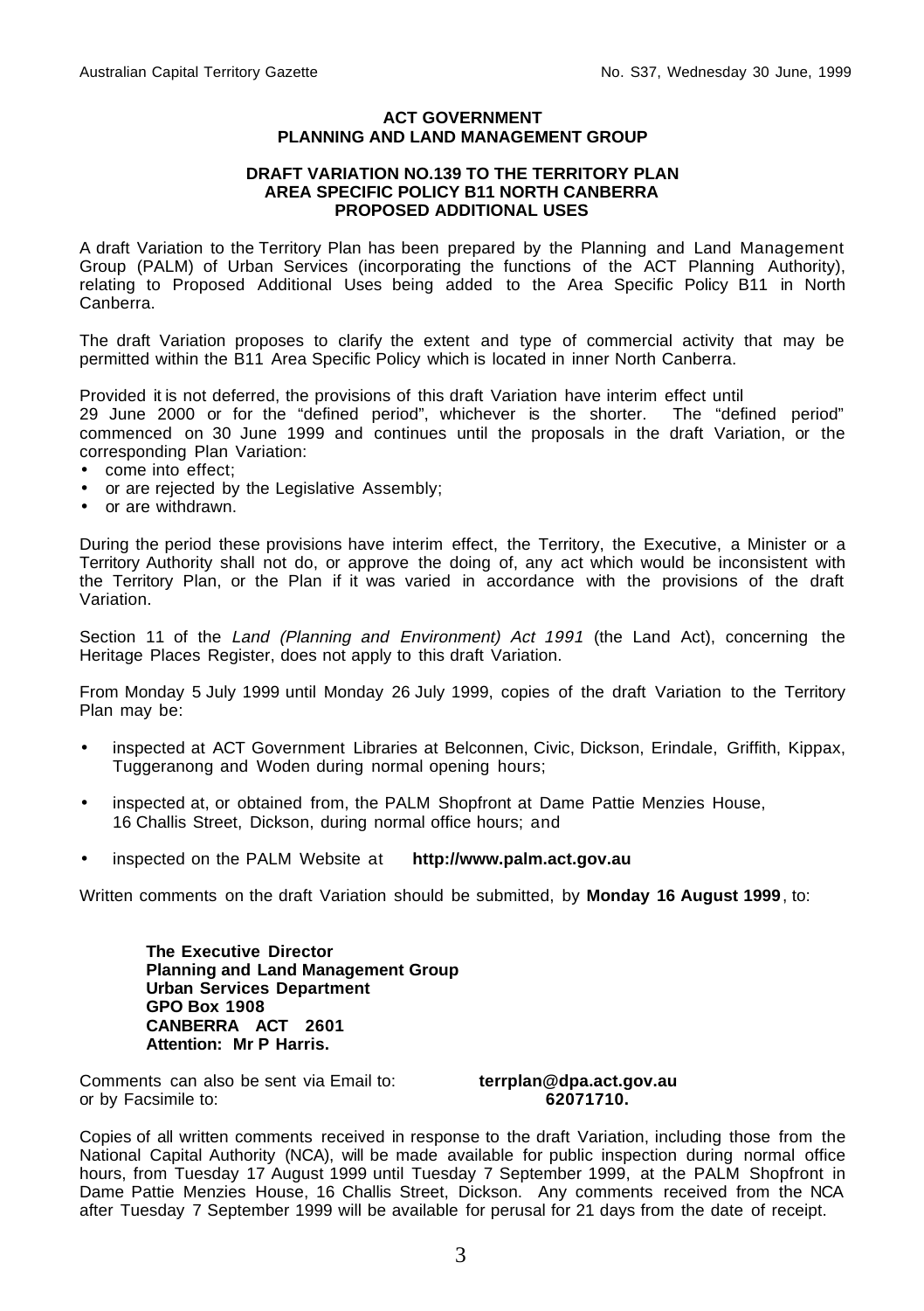**ACT GOVERNMENT**
**PLANNING AND LAND MANAGEMENT GROUP**

**DRAFT VARIATION NO.139 TO THE TERRITORY PLAN**
**AREA SPECIFIC POLICY B11 NORTH CANBERRA**
**PROPOSED ADDITIONAL USES**

A draft Variation to the Territory Plan has been prepared by the Planning and Land Management Group (PALM) of Urban Services (incorporating the functions of the ACT Planning Authority), relating to Proposed Additional Uses being added to the Area Specific Policy B11 in North Canberra.

The draft Variation proposes to clarify the extent and type of commercial activity that may be permitted within the B11 Area Specific Policy which is located in inner North Canberra.

Provided it is not deferred, the provisions of this draft Variation have interim effect until 29 June 2000 or for the "defined period", whichever is the shorter. The "defined period" commenced on 30 June 1999 and continues until the proposals in the draft Variation, or the corresponding Plan Variation:

- come into effect;
- or are rejected by the Legislative Assembly;
- or are withdrawn.

During the period these provisions have interim effect, the Territory, the Executive, a Minister or a Territory Authority shall not do, or approve the doing of, any act which would be inconsistent with the Territory Plan, or the Plan if it was varied in accordance with the provisions of the draft Variation.

Section 11 of the *Land (Planning and Environment) Act 1991* (the Land Act), concerning the Heritage Places Register, does not apply to this draft Variation.

From Monday 5 July 1999 until Monday 26 July 1999, copies of the draft Variation to the Territory Plan may be:

- inspected at ACT Government Libraries at Belconnen, Civic, Dickson, Erindale, Griffith, Kippax, Tuggeranong and Woden during normal opening hours;
- inspected at, or obtained from, the PALM Shopfront at Dame Pattie Menzies House, 16 Challis Street, Dickson, during normal office hours; and
- inspected on the PALM Website at **http://www.palm.act.gov.au**

Written comments on the draft Variation should be submitted, by **Monday 16 August 1999**, to:

**The Executive Director**
**Planning and Land Management Group**
**Urban Services Department**
**GPO Box 1908**
**CANBERRA ACT 2601**
**Attention: Mr P Harris.**

Comments can also be sent via Email to: **terrplan@dpa.act.gov.au**
or by Facsimile to: **62071710.**

Copies of all written comments received in response to the draft Variation, including those from the National Capital Authority (NCA), will be made available for public inspection during normal office hours, from Tuesday 17 August 1999 until Tuesday 7 September 1999, at the PALM Shopfront in Dame Pattie Menzies House, 16 Challis Street, Dickson. Any comments received from the NCA after Tuesday 7 September 1999 will be available for perusal for 21 days from the date of receipt.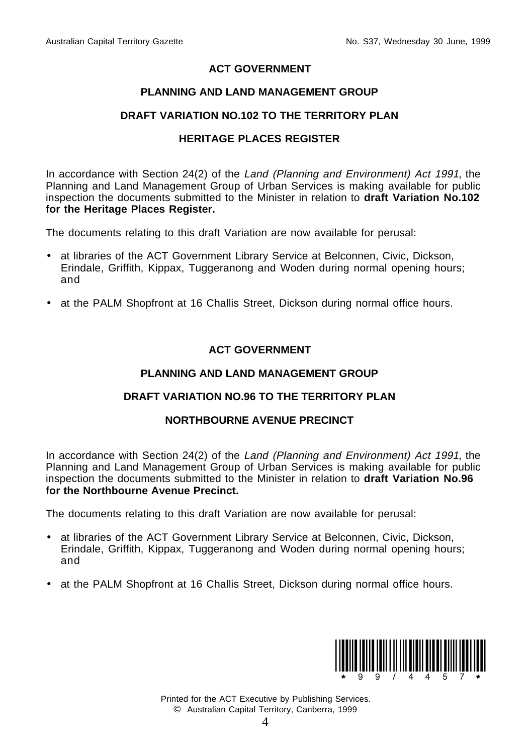**ACT GOVERNMENT**

**PLANNING AND LAND MANAGEMENT GROUP**

**DRAFT VARIATION NO.102 TO THE TERRITORY PLAN**

**HERITAGE PLACES REGISTER**

In accordance with Section 24(2) of the *Land (Planning and Environment) Act 1991*, the Planning and Land Management Group of Urban Services is making available for public inspection the documents submitted to the Minister in relation to **draft Variation No.102 for the Heritage Places Register.**

The documents relating to this draft Variation are now available for perusal:

- at libraries of the ACT Government Library Service at Belconnen, Civic, Dickson, Erindale, Griffith, Kippax, Tuggeranong and Woden during normal opening hours; and
- at the PALM Shopfront at 16 Challis Street, Dickson during normal office hours.

**ACT GOVERNMENT**

**PLANNING AND LAND MANAGEMENT GROUP**

**DRAFT VARIATION NO.96 TO THE TERRITORY PLAN**

**NORTHBOURNE AVENUE PRECINCT**

In accordance with Section 24(2) of the *Land (Planning and Environment) Act 1991*, the Planning and Land Management Group of Urban Services is making available for public inspection the documents submitted to the Minister in relation to **draft Variation No.96 for the Northbourne Avenue Precinct.**

The documents relating to this draft Variation are now available for perusal:

- at libraries of the ACT Government Library Service at Belconnen, Civic, Dickson, Erindale, Griffith, Kippax, Tuggeranong and Woden during normal opening hours; and
- at the PALM Shopfront at 16 Challis Street, Dickson during normal office hours.

*99/4457*

Printed for the ACT Executive by Publishing Services.
© Australian Capital Territory, Canberra, 1999